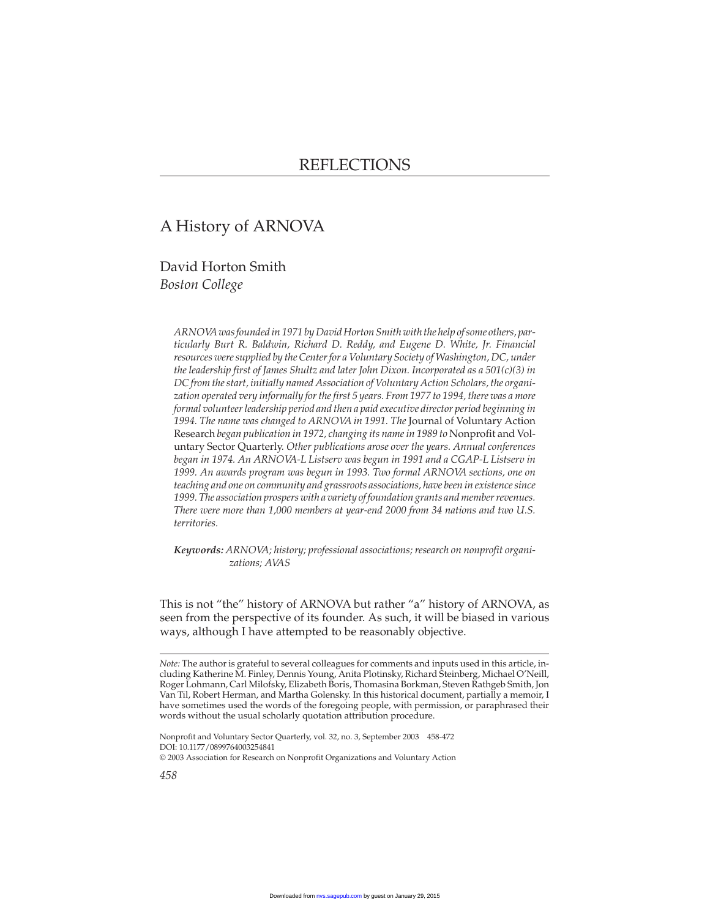REFLECTIONS

# A History of ARNOVA

David Horton Smith
*Boston College*

*ARNOVA was founded in 1971 by David Horton Smith with the help of some others, particularly Burt R. Baldwin, Richard D. Reddy, and Eugene D. White, Jr. Financial resources were supplied by the Center for a Voluntary Society of Washington, DC, under the leadership first of James Shultz and later John Dixon. Incorporated as a 501(c)(3) in DC from the start, initially named Association of Voluntary Action Scholars, the organization operated very informally for the first 5 years. From 1977 to 1994, there was a more formal volunteer leadership period and then a paid executive director period beginning in 1994. The name was changed to ARNOVA in 1991. The* Journal of Voluntary Action Research *began publication in 1972, changing its name in 1989 to* Nonprofit and Voluntary Sector Quarterly. *Other publications arose over the years. Annual conferences began in 1974. An ARNOVA-L Listserv was begun in 1991 and a CGAP-L Listserv in 1999. An awards program was begun in 1993. Two formal ARNOVA sections, one on teaching and one on community and grassroots associations, have been in existence since 1999. The association prospers with a variety of foundation grants and member revenues. There were more than 1,000 members at year-end 2000 from 34 nations and two U.S. territories.*

***Keywords:*** *ARNOVA; history; professional associations; research on nonprofit organizations; AVAS*

This is not "the" history of ARNOVA but rather "a" history of ARNOVA, as seen from the perspective of its founder. As such, it will be biased in various ways, although I have attempted to be reasonably objective.

---

*Note:* The author is grateful to several colleagues for comments and inputs used in this article, including Katherine M. Finley, Dennis Young, Anita Plotinsky, Richard Steinberg, Michael O'Neill, Roger Lohmann, Carl Milofsky, Elizabeth Boris, Thomasina Borkman, Steven Rathgeb Smith, Jon Van Til, Robert Herman, and Martha Golensky. In this historical document, partially a memoir, I have sometimes used the words of the foregoing people, with permission, or paraphrased their words without the usual scholarly quotation attribution procedure.

DOI: 10.1177/0899764003254841

© 2003 Association for Research on Nonprofit Organizations and Voluntary Action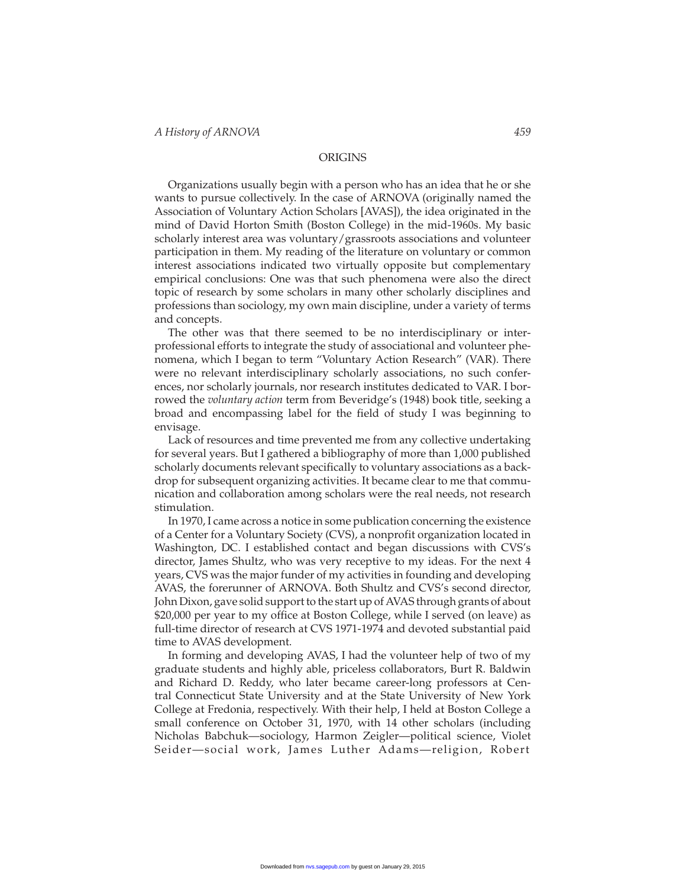## ORIGINS

Organizations usually begin with a person who has an idea that he or she wants to pursue collectively. In the case of ARNOVA (originally named the Association of Voluntary Action Scholars [AVAS]), the idea originated in the mind of David Horton Smith (Boston College) in the mid-1960s. My basic scholarly interest area was voluntary/grassroots associations and volunteer participation in them. My reading of the literature on voluntary or common interest associations indicated two virtually opposite but complementary empirical conclusions: One was that such phenomena were also the direct topic of research by some scholars in many other scholarly disciplines and professions than sociology, my own main discipline, under a variety of terms and concepts.

The other was that there seemed to be no interdisciplinary or interprofessional efforts to integrate the study of associational and volunteer phenomena, which I began to term "Voluntary Action Research" (VAR). There were no relevant interdisciplinary scholarly associations, no such conferences, nor scholarly journals, nor research institutes dedicated to VAR. I borrowed the *voluntary action* term from Beveridge's (1948) book title, seeking a broad and encompassing label for the field of study I was beginning to envisage.

Lack of resources and time prevented me from any collective undertaking for several years. But I gathered a bibliography of more than 1,000 published scholarly documents relevant specifically to voluntary associations as a backdrop for subsequent organizing activities. It became clear to me that communication and collaboration among scholars were the real needs, not research stimulation.

In 1970, I came across a notice in some publication concerning the existence of a Center for a Voluntary Society (CVS), a nonprofit organization located in Washington, DC. I established contact and began discussions with CVS's director, James Shultz, who was very receptive to my ideas. For the next 4 years, CVS was the major funder of my activities in founding and developing AVAS, the forerunner of ARNOVA. Both Shultz and CVS's second director, John Dixon, gave solid support to the start up of AVAS through grants of about \$20,000 per year to my office at Boston College, while I served (on leave) as full-time director of research at CVS 1971-1974 and devoted substantial paid time to AVAS development.

In forming and developing AVAS, I had the volunteer help of two of my graduate students and highly able, priceless collaborators, Burt R. Baldwin and Richard D. Reddy, who later became career-long professors at Central Connecticut State University and at the State University of New York College at Fredonia, respectively. With their help, I held at Boston College a small conference on October 31, 1970, with 14 other scholars (including Nicholas Babchuk—sociology, Harmon Zeigler—political science, Violet Seider—social work, James Luther Adams—religion, Robert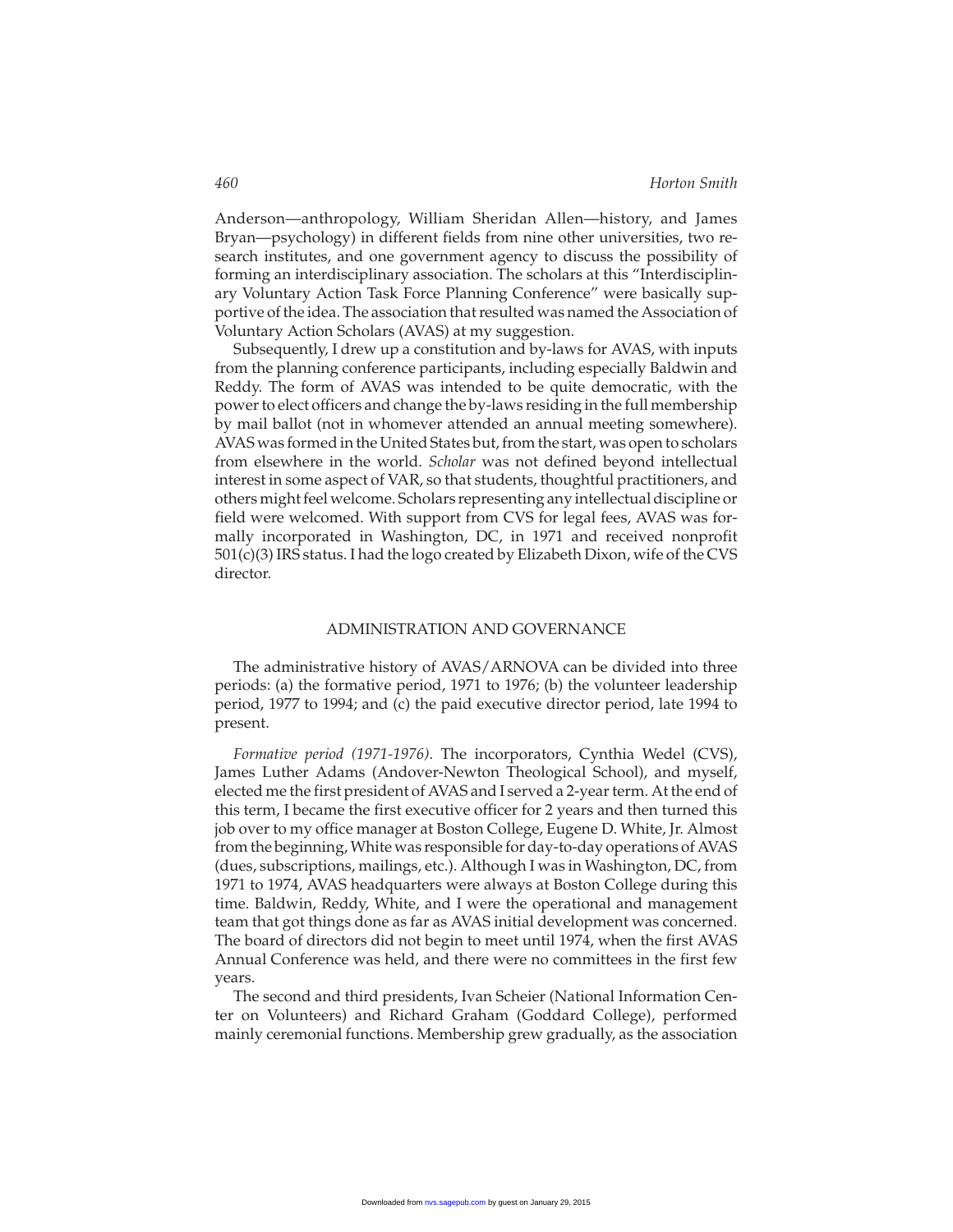Anderson—anthropology, William Sheridan Allen—history, and James Bryan—psychology) in different fields from nine other universities, two research institutes, and one government agency to discuss the possibility of forming an interdisciplinary association. The scholars at this "Interdisciplinary Voluntary Action Task Force Planning Conference" were basically supportive of the idea. The association that resulted was named the Association of Voluntary Action Scholars (AVAS) at my suggestion.

Subsequently, I drew up a constitution and by-laws for AVAS, with inputs from the planning conference participants, including especially Baldwin and Reddy. The form of AVAS was intended to be quite democratic, with the power to elect officers and change the by-laws residing in the full membership by mail ballot (not in whomever attended an annual meeting somewhere). AVAS was formed in the United States but, from the start, was open to scholars from elsewhere in the world. *Scholar* was not defined beyond intellectual interest in some aspect of VAR, so that students, thoughtful practitioners, and others might feel welcome. Scholars representing any intellectual discipline or field were welcomed. With support from CVS for legal fees, AVAS was formally incorporated in Washington, DC, in 1971 and received nonprofit 501(c)(3) IRS status. I had the logo created by Elizabeth Dixon, wife of the CVS director.

## ADMINISTRATION AND GOVERNANCE

The administrative history of AVAS/ARNOVA can be divided into three periods: (a) the formative period, 1971 to 1976; (b) the volunteer leadership period, 1977 to 1994; and (c) the paid executive director period, late 1994 to present.

*Formative period (1971-1976).* The incorporators, Cynthia Wedel (CVS), James Luther Adams (Andover-Newton Theological School), and myself, elected me the first president of AVAS and I served a 2-year term. At the end of this term, I became the first executive officer for 2 years and then turned this job over to my office manager at Boston College, Eugene D. White, Jr. Almost from the beginning, White was responsible for day-to-day operations of AVAS (dues, subscriptions, mailings, etc.). Although I was in Washington, DC, from 1971 to 1974, AVAS headquarters were always at Boston College during this time. Baldwin, Reddy, White, and I were the operational and management team that got things done as far as AVAS initial development was concerned. The board of directors did not begin to meet until 1974, when the first AVAS Annual Conference was held, and there were no committees in the first few years.

The second and third presidents, Ivan Scheier (National Information Center on Volunteers) and Richard Graham (Goddard College), performed mainly ceremonial functions. Membership grew gradually, as the association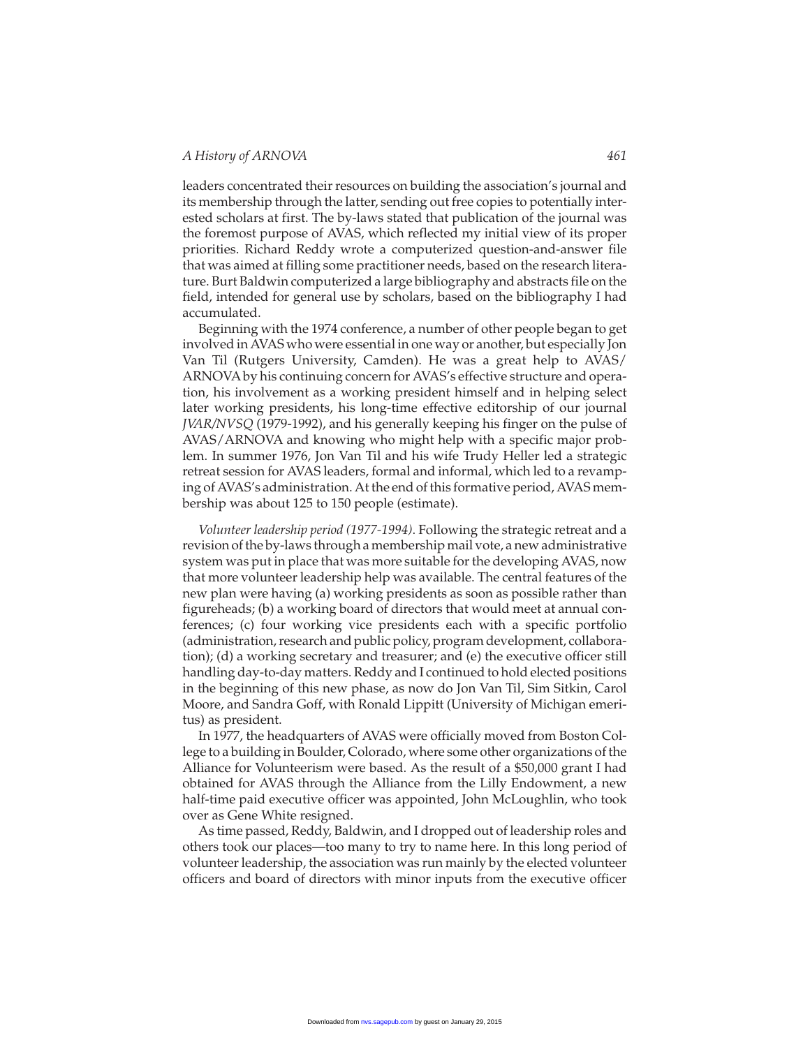leaders concentrated their resources on building the association's journal and its membership through the latter, sending out free copies to potentially interested scholars at first. The by-laws stated that publication of the journal was the foremost purpose of AVAS, which reflected my initial view of its proper priorities. Richard Reddy wrote a computerized question-and-answer file that was aimed at filling some practitioner needs, based on the research literature. Burt Baldwin computerized a large bibliography and abstracts file on the field, intended for general use by scholars, based on the bibliography I had accumulated.

Beginning with the 1974 conference, a number of other people began to get involved in AVAS who were essential in one way or another, but especially Jon Van Til (Rutgers University, Camden). He was a great help to AVAS/ARNOVA by his continuing concern for AVAS's effective structure and operation, his involvement as a working president himself and in helping select later working presidents, his long-time effective editorship of our journal *JVAR/NVSQ* (1979-1992), and his generally keeping his finger on the pulse of AVAS/ARNOVA and knowing who might help with a specific major problem. In summer 1976, Jon Van Til and his wife Trudy Heller led a strategic retreat session for AVAS leaders, formal and informal, which led to a revamping of AVAS's administration. At the end of this formative period, AVAS membership was about 125 to 150 people (estimate).

*Volunteer leadership period (1977-1994)*. Following the strategic retreat and a revision of the by-laws through a membership mail vote, a new administrative system was put in place that was more suitable for the developing AVAS, now that more volunteer leadership help was available. The central features of the new plan were having (a) working presidents as soon as possible rather than figureheads; (b) a working board of directors that would meet at annual conferences; (c) four working vice presidents each with a specific portfolio (administration, research and public policy, program development, collaboration); (d) a working secretary and treasurer; and (e) the executive officer still handling day-to-day matters. Reddy and I continued to hold elected positions in the beginning of this new phase, as now do Jon Van Til, Sim Sitkin, Carol Moore, and Sandra Goff, with Ronald Lippitt (University of Michigan emeritus) as president.

In 1977, the headquarters of AVAS were officially moved from Boston College to a building in Boulder, Colorado, where some other organizations of the Alliance for Volunteerism were based. As the result of a $50,000 grant I had obtained for AVAS through the Alliance from the Lilly Endowment, a new half-time paid executive officer was appointed, John McLoughlin, who took over as Gene White resigned.

As time passed, Reddy, Baldwin, and I dropped out of leadership roles and others took our places—too many to try to name here. In this long period of volunteer leadership, the association was run mainly by the elected volunteer officers and board of directors with minor inputs from the executive officer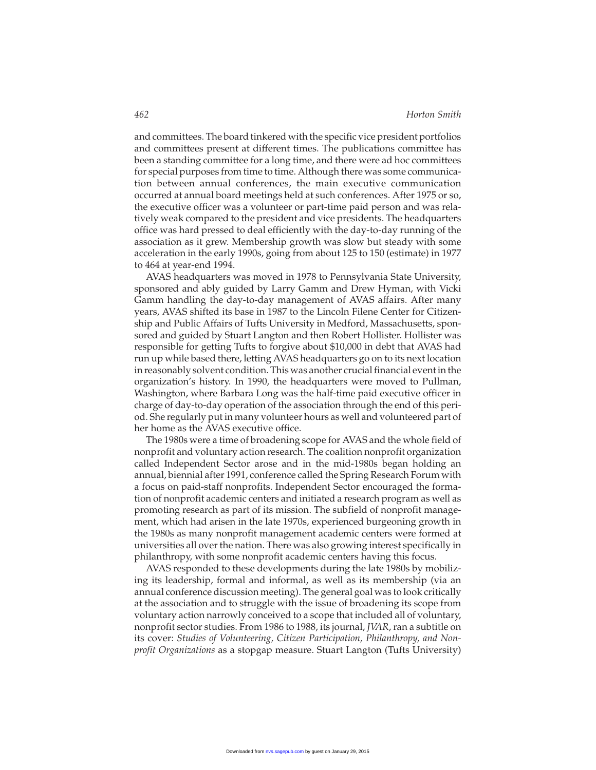and committees. The board tinkered with the specific vice president portfolios and committees present at different times. The publications committee has been a standing committee for a long time, and there were ad hoc committees for special purposes from time to time. Although there was some communication between annual conferences, the main executive communication occurred at annual board meetings held at such conferences. After 1975 or so, the executive officer was a volunteer or part-time paid person and was relatively weak compared to the president and vice presidents. The headquarters office was hard pressed to deal efficiently with the day-to-day running of the association as it grew. Membership growth was slow but steady with some acceleration in the early 1990s, going from about 125 to 150 (estimate) in 1977 to 464 at year-end 1994.

AVAS headquarters was moved in 1978 to Pennsylvania State University, sponsored and ably guided by Larry Gamm and Drew Hyman, with Vicki Gamm handling the day-to-day management of AVAS affairs. After many years, AVAS shifted its base in 1987 to the Lincoln Filene Center for Citizenship and Public Affairs of Tufts University in Medford, Massachusetts, sponsored and guided by Stuart Langton and then Robert Hollister. Hollister was responsible for getting Tufts to forgive about $10,000 in debt that AVAS had run up while based there, letting AVAS headquarters go on to its next location in reasonably solvent condition. This was another crucial financial event in the organization's history. In 1990, the headquarters were moved to Pullman, Washington, where Barbara Long was the half-time paid executive officer in charge of day-to-day operation of the association through the end of this period. She regularly put in many volunteer hours as well and volunteered part of her home as the AVAS executive office.

The 1980s were a time of broadening scope for AVAS and the whole field of nonprofit and voluntary action research. The coalition nonprofit organization called Independent Sector arose and in the mid-1980s began holding an annual, biennial after 1991, conference called the Spring Research Forum with a focus on paid-staff nonprofits. Independent Sector encouraged the formation of nonprofit academic centers and initiated a research program as well as promoting research as part of its mission. The subfield of nonprofit management, which had arisen in the late 1970s, experienced burgeoning growth in the 1980s as many nonprofit management academic centers were formed at universities all over the nation. There was also growing interest specifically in philanthropy, with some nonprofit academic centers having this focus.

AVAS responded to these developments during the late 1980s by mobilizing its leadership, formal and informal, as well as its membership (via an annual conference discussion meeting). The general goal was to look critically at the association and to struggle with the issue of broadening its scope from voluntary action narrowly conceived to a scope that included all of voluntary, nonprofit sector studies. From 1986 to 1988, its journal, *JVAR*, ran a subtitle on its cover: *Studies of Volunteering, Citizen Participation, Philanthropy, and Nonprofit Organizations* as a stopgap measure. Stuart Langton (Tufts University)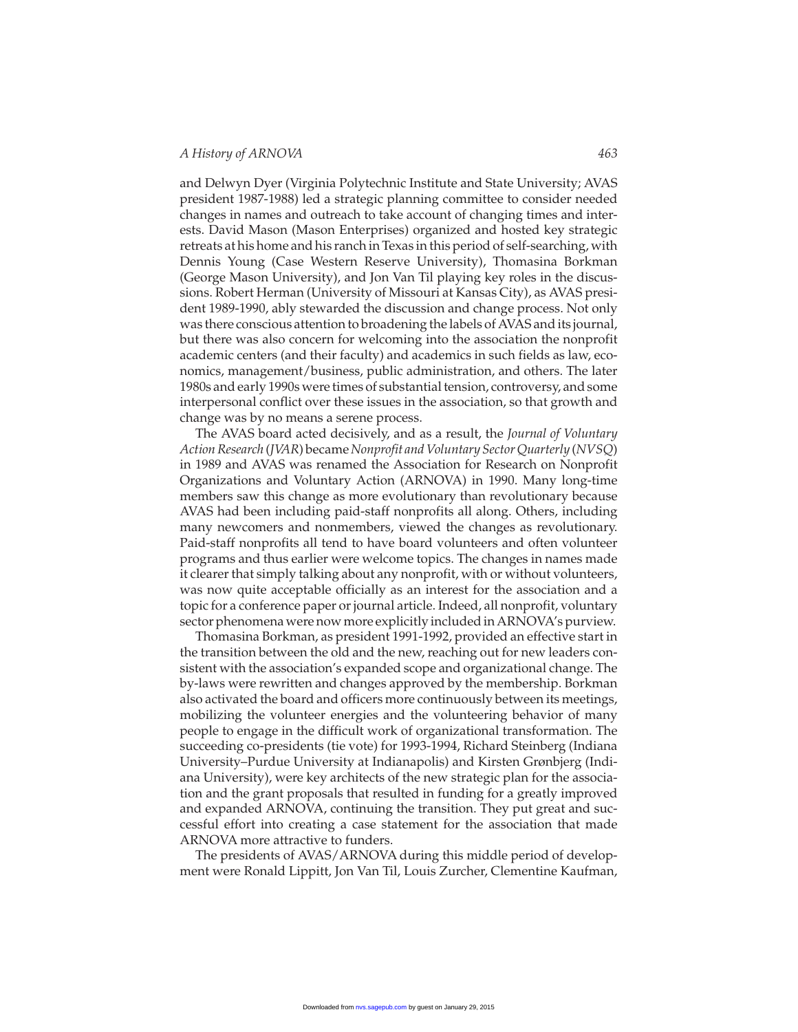and Delwyn Dyer (Virginia Polytechnic Institute and State University; AVAS president 1987-1988) led a strategic planning committee to consider needed changes in names and outreach to take account of changing times and interests. David Mason (Mason Enterprises) organized and hosted key strategic retreats at his home and his ranch in Texas in this period of self-searching, with Dennis Young (Case Western Reserve University), Thomasina Borkman (George Mason University), and Jon Van Til playing key roles in the discussions. Robert Herman (University of Missouri at Kansas City), as AVAS president 1989-1990, ably stewarded the discussion and change process. Not only was there conscious attention to broadening the labels of AVAS and its journal, but there was also concern for welcoming into the association the nonprofit academic centers (and their faculty) and academics in such fields as law, economics, management/business, public administration, and others. The later 1980s and early 1990s were times of substantial tension, controversy, and some interpersonal conflict over these issues in the association, so that growth and change was by no means a serene process.

The AVAS board acted decisively, and as a result, the *Journal of Voluntary Action Research* (*JVAR*) became *Nonprofit and Voluntary Sector Quarterly* (*NVSQ*) in 1989 and AVAS was renamed the Association for Research on Nonprofit Organizations and Voluntary Action (ARNOVA) in 1990. Many long-time members saw this change as more evolutionary than revolutionary because AVAS had been including paid-staff nonprofits all along. Others, including many newcomers and nonmembers, viewed the changes as revolutionary. Paid-staff nonprofits all tend to have board volunteers and often volunteer programs and thus earlier were welcome topics. The changes in names made it clearer that simply talking about any nonprofit, with or without volunteers, was now quite acceptable officially as an interest for the association and a topic for a conference paper or journal article. Indeed, all nonprofit, voluntary sector phenomena were now more explicitly included in ARNOVA's purview.

Thomasina Borkman, as president 1991-1992, provided an effective start in the transition between the old and the new, reaching out for new leaders consistent with the association's expanded scope and organizational change. The by-laws were rewritten and changes approved by the membership. Borkman also activated the board and officers more continuously between its meetings, mobilizing the volunteer energies and the volunteering behavior of many people to engage in the difficult work of organizational transformation. The succeeding co-presidents (tie vote) for 1993-1994, Richard Steinberg (Indiana University–Purdue University at Indianapolis) and Kirsten Grønbjerg (Indiana University), were key architects of the new strategic plan for the association and the grant proposals that resulted in funding for a greatly improved and expanded ARNOVA, continuing the transition. They put great and successful effort into creating a case statement for the association that made ARNOVA more attractive to funders.

The presidents of AVAS/ARNOVA during this middle period of development were Ronald Lippitt, Jon Van Til, Louis Zurcher, Clementine Kaufman,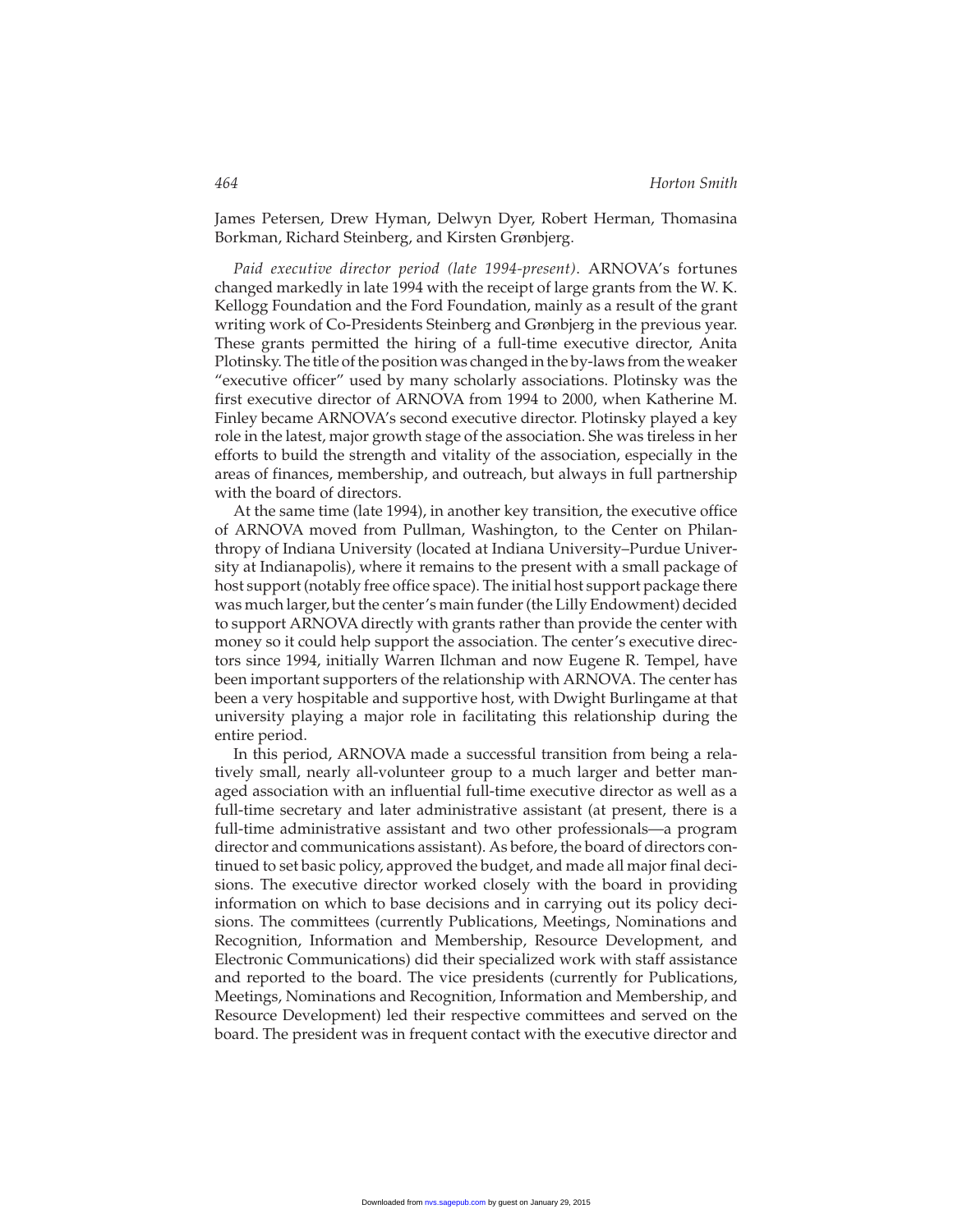James Petersen, Drew Hyman, Delwyn Dyer, Robert Herman, Thomasina Borkman, Richard Steinberg, and Kirsten Grønbjerg.

*Paid executive director period (late 1994-present).* ARNOVA's fortunes changed markedly in late 1994 with the receipt of large grants from the W. K. Kellogg Foundation and the Ford Foundation, mainly as a result of the grant writing work of Co-Presidents Steinberg and Grønbjerg in the previous year. These grants permitted the hiring of a full-time executive director, Anita Plotinsky. The title of the position was changed in the by-laws from the weaker "executive officer" used by many scholarly associations. Plotinsky was the first executive director of ARNOVA from 1994 to 2000, when Katherine M. Finley became ARNOVA's second executive director. Plotinsky played a key role in the latest, major growth stage of the association. She was tireless in her efforts to build the strength and vitality of the association, especially in the areas of finances, membership, and outreach, but always in full partnership with the board of directors.

At the same time (late 1994), in another key transition, the executive office of ARNOVA moved from Pullman, Washington, to the Center on Philanthropy of Indiana University (located at Indiana University–Purdue University at Indianapolis), where it remains to the present with a small package of host support (notably free office space). The initial host support package there was much larger, but the center's main funder (the Lilly Endowment) decided to support ARNOVA directly with grants rather than provide the center with money so it could help support the association. The center's executive directors since 1994, initially Warren Ilchman and now Eugene R. Tempel, have been important supporters of the relationship with ARNOVA. The center has been a very hospitable and supportive host, with Dwight Burlingame at that university playing a major role in facilitating this relationship during the entire period.

In this period, ARNOVA made a successful transition from being a relatively small, nearly all-volunteer group to a much larger and better managed association with an influential full-time executive director as well as a full-time secretary and later administrative assistant (at present, there is a full-time administrative assistant and two other professionals—a program director and communications assistant). As before, the board of directors continued to set basic policy, approved the budget, and made all major final decisions. The executive director worked closely with the board in providing information on which to base decisions and in carrying out its policy decisions. The committees (currently Publications, Meetings, Nominations and Recognition, Information and Membership, Resource Development, and Electronic Communications) did their specialized work with staff assistance and reported to the board. The vice presidents (currently for Publications, Meetings, Nominations and Recognition, Information and Membership, and Resource Development) led their respective committees and served on the board. The president was in frequent contact with the executive director and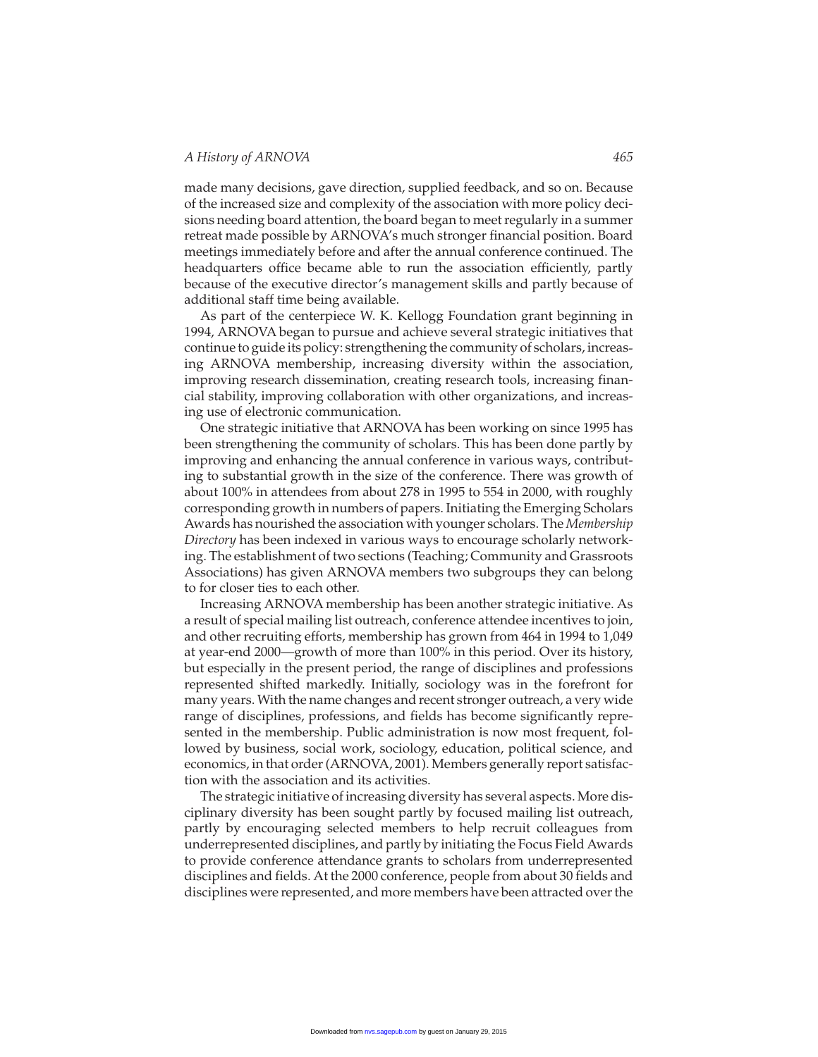made many decisions, gave direction, supplied feedback, and so on. Because of the increased size and complexity of the association with more policy decisions needing board attention, the board began to meet regularly in a summer retreat made possible by ARNOVA's much stronger financial position. Board meetings immediately before and after the annual conference continued. The headquarters office became able to run the association efficiently, partly because of the executive director's management skills and partly because of additional staff time being available.

As part of the centerpiece W. K. Kellogg Foundation grant beginning in 1994, ARNOVA began to pursue and achieve several strategic initiatives that continue to guide its policy: strengthening the community of scholars, increasing ARNOVA membership, increasing diversity within the association, improving research dissemination, creating research tools, increasing financial stability, improving collaboration with other organizations, and increasing use of electronic communication.

One strategic initiative that ARNOVA has been working on since 1995 has been strengthening the community of scholars. This has been done partly by improving and enhancing the annual conference in various ways, contributing to substantial growth in the size of the conference. There was growth of about 100% in attendees from about 278 in 1995 to 554 in 2000, with roughly corresponding growth in numbers of papers. Initiating the Emerging Scholars Awards has nourished the association with younger scholars. The *Membership Directory* has been indexed in various ways to encourage scholarly networking. The establishment of two sections (Teaching; Community and Grassroots Associations) has given ARNOVA members two subgroups they can belong to for closer ties to each other.

Increasing ARNOVA membership has been another strategic initiative. As a result of special mailing list outreach, conference attendee incentives to join, and other recruiting efforts, membership has grown from 464 in 1994 to 1,049 at year-end 2000—growth of more than 100% in this period. Over its history, but especially in the present period, the range of disciplines and professions represented shifted markedly. Initially, sociology was in the forefront for many years. With the name changes and recent stronger outreach, a very wide range of disciplines, professions, and fields has become significantly represented in the membership. Public administration is now most frequent, followed by business, social work, sociology, education, political science, and economics, in that order (ARNOVA, 2001). Members generally report satisfaction with the association and its activities.

The strategic initiative of increasing diversity has several aspects. More disciplinary diversity has been sought partly by focused mailing list outreach, partly by encouraging selected members to help recruit colleagues from underrepresented disciplines, and partly by initiating the Focus Field Awards to provide conference attendance grants to scholars from underrepresented disciplines and fields. At the 2000 conference, people from about 30 fields and disciplines were represented, and more members have been attracted over the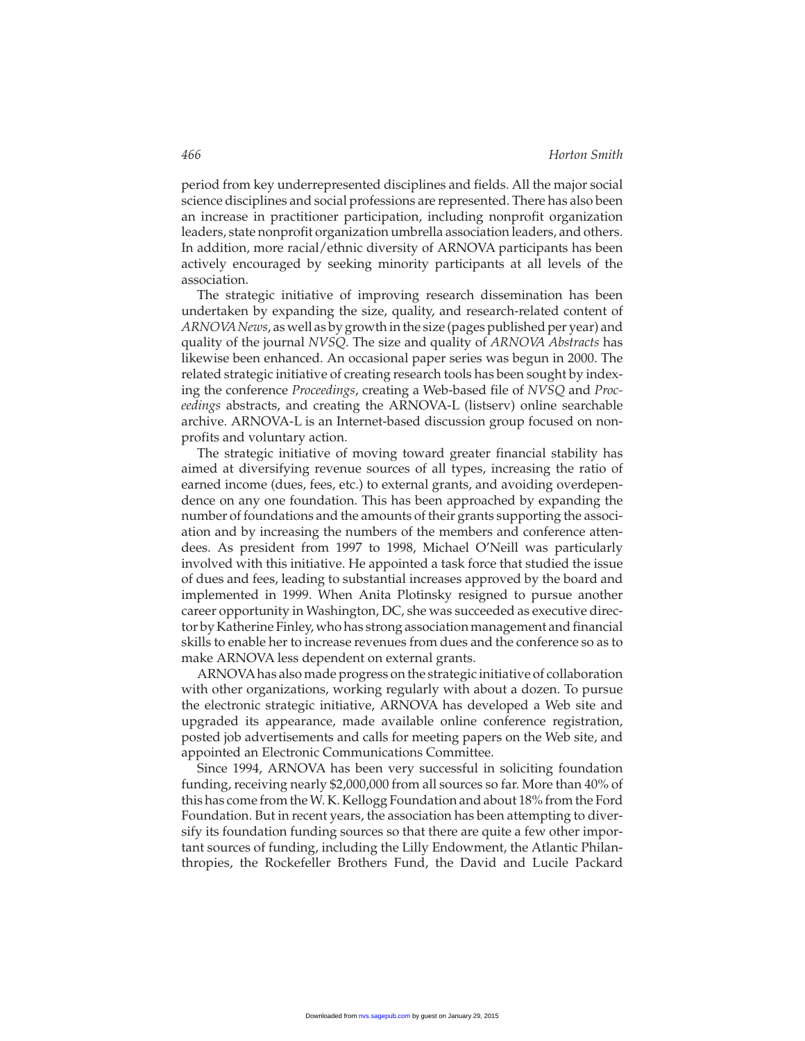period from key underrepresented disciplines and fields. All the major social science disciplines and social professions are represented. There has also been an increase in practitioner participation, including nonprofit organization leaders, state nonprofit organization umbrella association leaders, and others. In addition, more racial/ethnic diversity of ARNOVA participants has been actively encouraged by seeking minority participants at all levels of the association.

The strategic initiative of improving research dissemination has been undertaken by expanding the size, quality, and research-related content of *ARNOVA News*, as well as by growth in the size (pages published per year) and quality of the journal *NVSQ*. The size and quality of *ARNOVA Abstracts* has likewise been enhanced. An occasional paper series was begun in 2000. The related strategic initiative of creating research tools has been sought by indexing the conference *Proceedings*, creating a Web-based file of *NVSQ* and *Proceedings* abstracts, and creating the ARNOVA-L (listserv) online searchable archive. ARNOVA-L is an Internet-based discussion group focused on nonprofits and voluntary action.

The strategic initiative of moving toward greater financial stability has aimed at diversifying revenue sources of all types, increasing the ratio of earned income (dues, fees, etc.) to external grants, and avoiding overdependence on any one foundation. This has been approached by expanding the number of foundations and the amounts of their grants supporting the association and by increasing the numbers of the members and conference attendees. As president from 1997 to 1998, Michael O'Neill was particularly involved with this initiative. He appointed a task force that studied the issue of dues and fees, leading to substantial increases approved by the board and implemented in 1999. When Anita Plotinsky resigned to pursue another career opportunity in Washington, DC, she was succeeded as executive director by Katherine Finley, who has strong association management and financial skills to enable her to increase revenues from dues and the conference so as to make ARNOVA less dependent on external grants.

ARNOVA has also made progress on the strategic initiative of collaboration with other organizations, working regularly with about a dozen. To pursue the electronic strategic initiative, ARNOVA has developed a Web site and upgraded its appearance, made available online conference registration, posted job advertisements and calls for meeting papers on the Web site, and appointed an Electronic Communications Committee.

Since 1994, ARNOVA has been very successful in soliciting foundation funding, receiving nearly $2,000,000 from all sources so far. More than 40% of this has come from the W. K. Kellogg Foundation and about 18% from the Ford Foundation. But in recent years, the association has been attempting to diversify its foundation funding sources so that there are quite a few other important sources of funding, including the Lilly Endowment, the Atlantic Philanthropies, the Rockefeller Brothers Fund, the David and Lucile Packard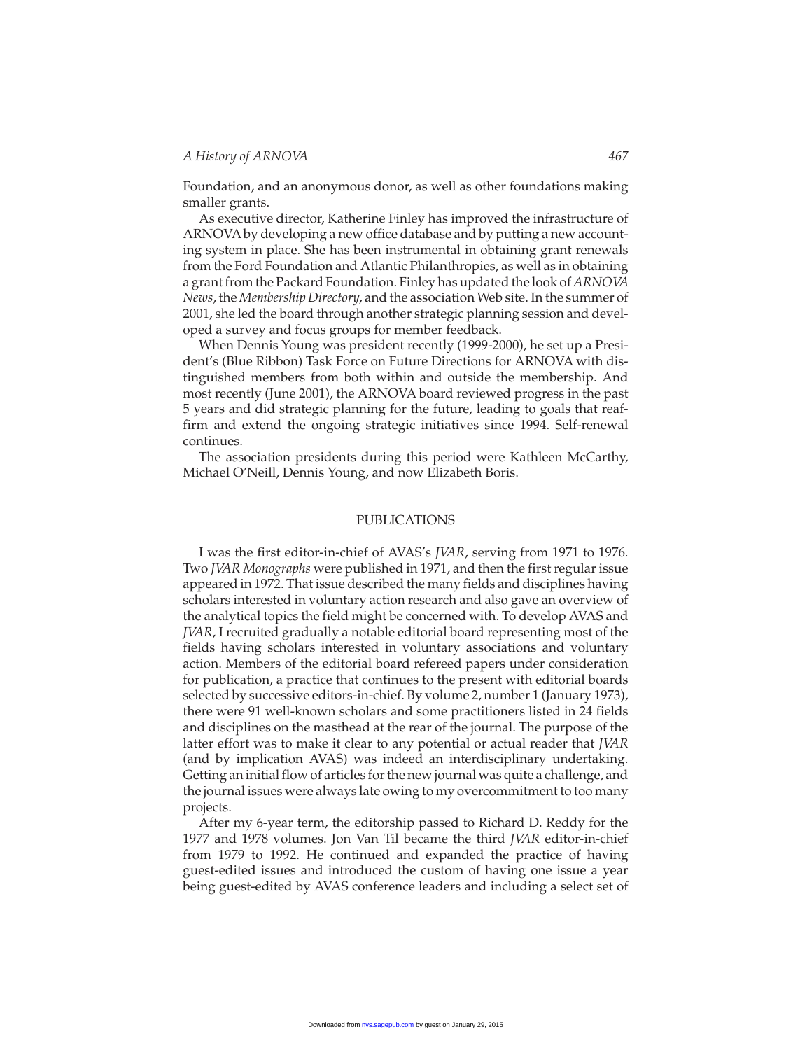Foundation, and an anonymous donor, as well as other foundations making smaller grants.

As executive director, Katherine Finley has improved the infrastructure of ARNOVA by developing a new office database and by putting a new accounting system in place. She has been instrumental in obtaining grant renewals from the Ford Foundation and Atlantic Philanthropies, as well as in obtaining a grant from the Packard Foundation. Finley has updated the look of *ARNOVA News*, the *Membership Directory*, and the association Web site. In the summer of 2001, she led the board through another strategic planning session and developed a survey and focus groups for member feedback.

When Dennis Young was president recently (1999-2000), he set up a President's (Blue Ribbon) Task Force on Future Directions for ARNOVA with distinguished members from both within and outside the membership. And most recently (June 2001), the ARNOVA board reviewed progress in the past 5 years and did strategic planning for the future, leading to goals that reaffirm and extend the ongoing strategic initiatives since 1994. Self-renewal continues.

The association presidents during this period were Kathleen McCarthy, Michael O'Neill, Dennis Young, and now Elizabeth Boris.

## PUBLICATIONS

I was the first editor-in-chief of AVAS's *JVAR*, serving from 1971 to 1976. Two *JVAR Monographs* were published in 1971, and then the first regular issue appeared in 1972. That issue described the many fields and disciplines having scholars interested in voluntary action research and also gave an overview of the analytical topics the field might be concerned with. To develop AVAS and *JVAR*, I recruited gradually a notable editorial board representing most of the fields having scholars interested in voluntary associations and voluntary action. Members of the editorial board refereed papers under consideration for publication, a practice that continues to the present with editorial boards selected by successive editors-in-chief. By volume 2, number 1 (January 1973), there were 91 well-known scholars and some practitioners listed in 24 fields and disciplines on the masthead at the rear of the journal. The purpose of the latter effort was to make it clear to any potential or actual reader that *JVAR* (and by implication AVAS) was indeed an interdisciplinary undertaking. Getting an initial flow of articles for the new journal was quite a challenge, and the journal issues were always late owing to my overcommitment to too many projects.

After my 6-year term, the editorship passed to Richard D. Reddy for the 1977 and 1978 volumes. Jon Van Til became the third *JVAR* editor-in-chief from 1979 to 1992. He continued and expanded the practice of having guest-edited issues and introduced the custom of having one issue a year being guest-edited by AVAS conference leaders and including a select set of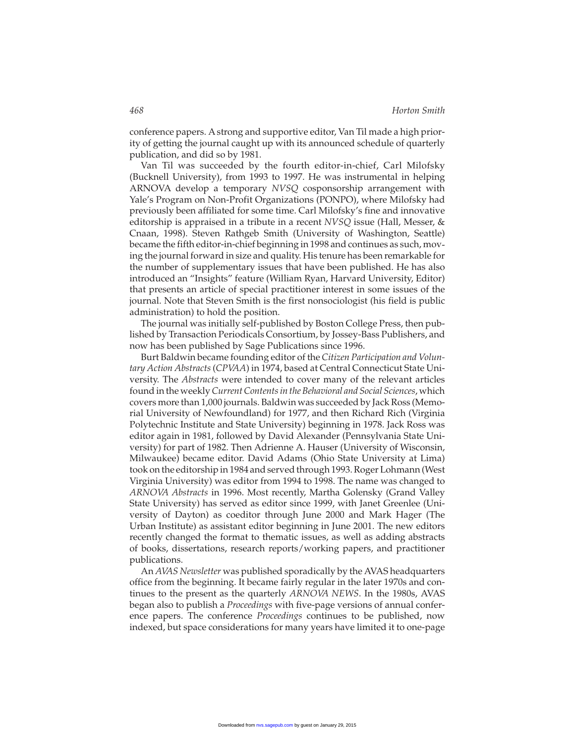conference papers. A strong and supportive editor, Van Til made a high priority of getting the journal caught up with its announced schedule of quarterly publication, and did so by 1981.

Van Til was succeeded by the fourth editor-in-chief, Carl Milofsky (Bucknell University), from 1993 to 1997. He was instrumental in helping ARNOVA develop a temporary *NVSQ* cosponsorship arrangement with Yale's Program on Non-Profit Organizations (PONPO), where Milofsky had previously been affiliated for some time. Carl Milofsky's fine and innovative editorship is appraised in a tribute in a recent *NVSQ* issue (Hall, Messer, & Cnaan, 1998). Steven Rathgeb Smith (University of Washington, Seattle) became the fifth editor-in-chief beginning in 1998 and continues as such, moving the journal forward in size and quality. His tenure has been remarkable for the number of supplementary issues that have been published. He has also introduced an "Insights" feature (William Ryan, Harvard University, Editor) that presents an article of special practitioner interest in some issues of the journal. Note that Steven Smith is the first nonsociologist (his field is public administration) to hold the position.

The journal was initially self-published by Boston College Press, then published by Transaction Periodicals Consortium, by Jossey-Bass Publishers, and now has been published by Sage Publications since 1996.

Burt Baldwin became founding editor of the *Citizen Participation and Voluntary Action Abstracts* (*CPVAA*) in 1974, based at Central Connecticut State University. The *Abstracts* were intended to cover many of the relevant articles found in the weekly *Current Contents in the Behavioral and Social Sciences*, which covers more than 1,000 journals. Baldwin was succeeded by Jack Ross (Memorial University of Newfoundland) for 1977, and then Richard Rich (Virginia Polytechnic Institute and State University) beginning in 1978. Jack Ross was editor again in 1981, followed by David Alexander (Pennsylvania State University) for part of 1982. Then Adrienne A. Hauser (University of Wisconsin, Milwaukee) became editor. David Adams (Ohio State University at Lima) took on the editorship in 1984 and served through 1993. Roger Lohmann (West Virginia University) was editor from 1994 to 1998. The name was changed to *ARNOVA Abstracts* in 1996. Most recently, Martha Golensky (Grand Valley State University) has served as editor since 1999, with Janet Greenlee (University of Dayton) as coeditor through June 2000 and Mark Hager (The Urban Institute) as assistant editor beginning in June 2001. The new editors recently changed the format to thematic issues, as well as adding abstracts of books, dissertations, research reports/working papers, and practitioner publications.

An *AVAS Newsletter* was published sporadically by the AVAS headquarters office from the beginning. It became fairly regular in the later 1970s and continues to the present as the quarterly *ARNOVA NEWS*. In the 1980s, AVAS began also to publish a *Proceedings* with five-page versions of annual conference papers. The conference *Proceedings* continues to be published, now indexed, but space considerations for many years have limited it to one-page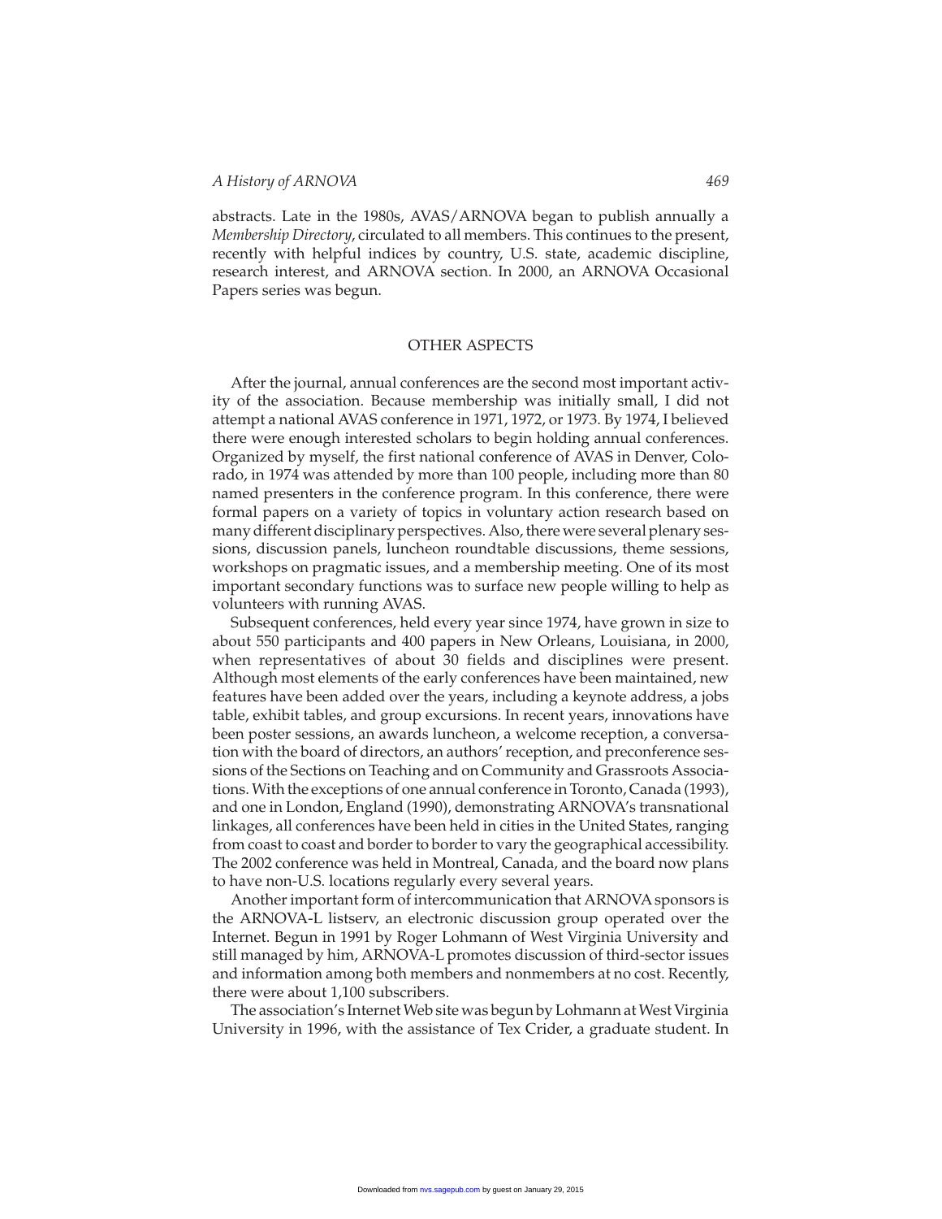abstracts. Late in the 1980s, AVAS/ARNOVA began to publish annually a *Membership Directory*, circulated to all members. This continues to the present, recently with helpful indices by country, U.S. state, academic discipline, research interest, and ARNOVA section. In 2000, an ARNOVA Occasional Papers series was begun.

## OTHER ASPECTS

After the journal, annual conferences are the second most important activity of the association. Because membership was initially small, I did not attempt a national AVAS conference in 1971, 1972, or 1973. By 1974, I believed there were enough interested scholars to begin holding annual conferences. Organized by myself, the first national conference of AVAS in Denver, Colorado, in 1974 was attended by more than 100 people, including more than 80 named presenters in the conference program. In this conference, there were formal papers on a variety of topics in voluntary action research based on many different disciplinary perspectives. Also, there were several plenary sessions, discussion panels, luncheon roundtable discussions, theme sessions, workshops on pragmatic issues, and a membership meeting. One of its most important secondary functions was to surface new people willing to help as volunteers with running AVAS.

Subsequent conferences, held every year since 1974, have grown in size to about 550 participants and 400 papers in New Orleans, Louisiana, in 2000, when representatives of about 30 fields and disciplines were present. Although most elements of the early conferences have been maintained, new features have been added over the years, including a keynote address, a jobs table, exhibit tables, and group excursions. In recent years, innovations have been poster sessions, an awards luncheon, a welcome reception, a conversation with the board of directors, an authors' reception, and preconference sessions of the Sections on Teaching and on Community and Grassroots Associations. With the exceptions of one annual conference in Toronto, Canada (1993), and one in London, England (1990), demonstrating ARNOVA's transnational linkages, all conferences have been held in cities in the United States, ranging from coast to coast and border to border to vary the geographical accessibility. The 2002 conference was held in Montreal, Canada, and the board now plans to have non-U.S. locations regularly every several years.

Another important form of intercommunication that ARNOVA sponsors is the ARNOVA-L listserv, an electronic discussion group operated over the Internet. Begun in 1991 by Roger Lohmann of West Virginia University and still managed by him, ARNOVA-L promotes discussion of third-sector issues and information among both members and nonmembers at no cost. Recently, there were about 1,100 subscribers.

The association's Internet Web site was begun by Lohmann at West Virginia University in 1996, with the assistance of Tex Crider, a graduate student. In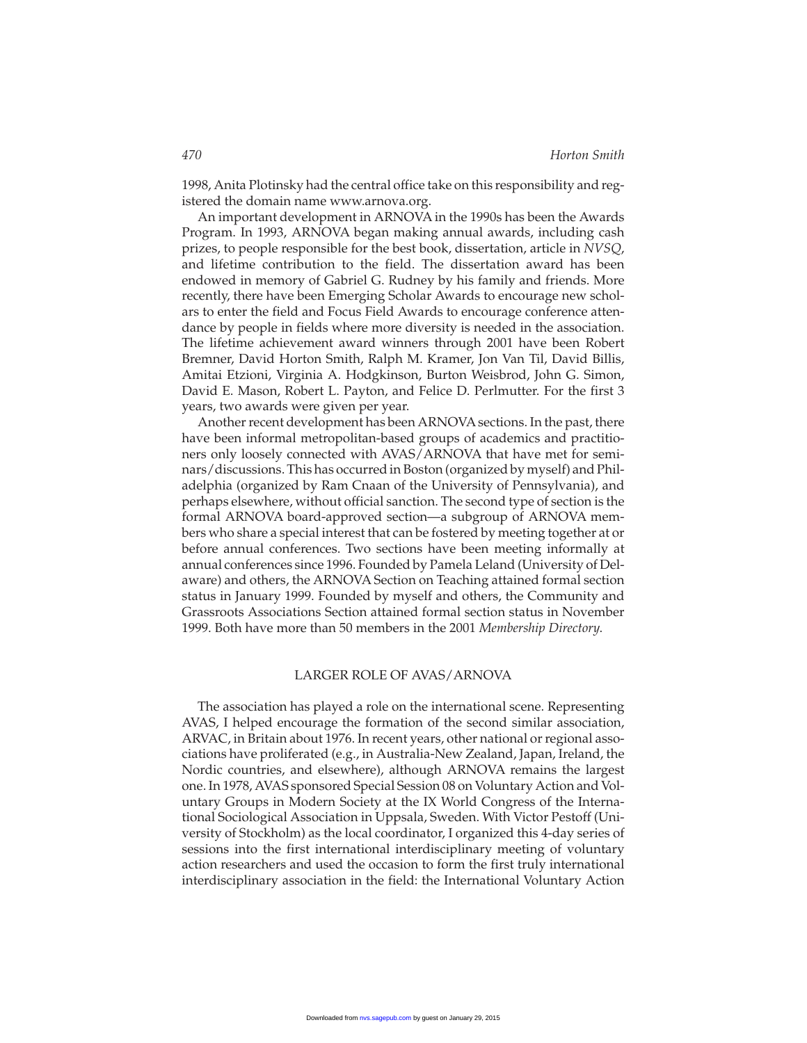1998, Anita Plotinsky had the central office take on this responsibility and registered the domain name www.arnova.org.

An important development in ARNOVA in the 1990s has been the Awards Program. In 1993, ARNOVA began making annual awards, including cash prizes, to people responsible for the best book, dissertation, article in *NVSQ*, and lifetime contribution to the field. The dissertation award has been endowed in memory of Gabriel G. Rudney by his family and friends. More recently, there have been Emerging Scholar Awards to encourage new scholars to enter the field and Focus Field Awards to encourage conference attendance by people in fields where more diversity is needed in the association. The lifetime achievement award winners through 2001 have been Robert Bremner, David Horton Smith, Ralph M. Kramer, Jon Van Til, David Billis, Amitai Etzioni, Virginia A. Hodgkinson, Burton Weisbrod, John G. Simon, David E. Mason, Robert L. Payton, and Felice D. Perlmutter. For the first 3 years, two awards were given per year.

Another recent development has been ARNOVA sections. In the past, there have been informal metropolitan-based groups of academics and practitioners only loosely connected with AVAS/ARNOVA that have met for seminars/discussions. This has occurred in Boston (organized by myself) and Philadelphia (organized by Ram Cnaan of the University of Pennsylvania), and perhaps elsewhere, without official sanction. The second type of section is the formal ARNOVA board-approved section—a subgroup of ARNOVA members who share a special interest that can be fostered by meeting together at or before annual conferences. Two sections have been meeting informally at annual conferences since 1996. Founded by Pamela Leland (University of Delaware) and others, the ARNOVA Section on Teaching attained formal section status in January 1999. Founded by myself and others, the Community and Grassroots Associations Section attained formal section status in November 1999. Both have more than 50 members in the 2001 *Membership Directory*.

## LARGER ROLE OF AVAS/ARNOVA

The association has played a role on the international scene. Representing AVAS, I helped encourage the formation of the second similar association, ARVAC, in Britain about 1976. In recent years, other national or regional associations have proliferated (e.g., in Australia-New Zealand, Japan, Ireland, the Nordic countries, and elsewhere), although ARNOVA remains the largest one. In 1978, AVAS sponsored Special Session 08 on Voluntary Action and Voluntary Groups in Modern Society at the IX World Congress of the International Sociological Association in Uppsala, Sweden. With Victor Pestoff (University of Stockholm) as the local coordinator, I organized this 4-day series of sessions into the first international interdisciplinary meeting of voluntary action researchers and used the occasion to form the first truly international interdisciplinary association in the field: the International Voluntary Action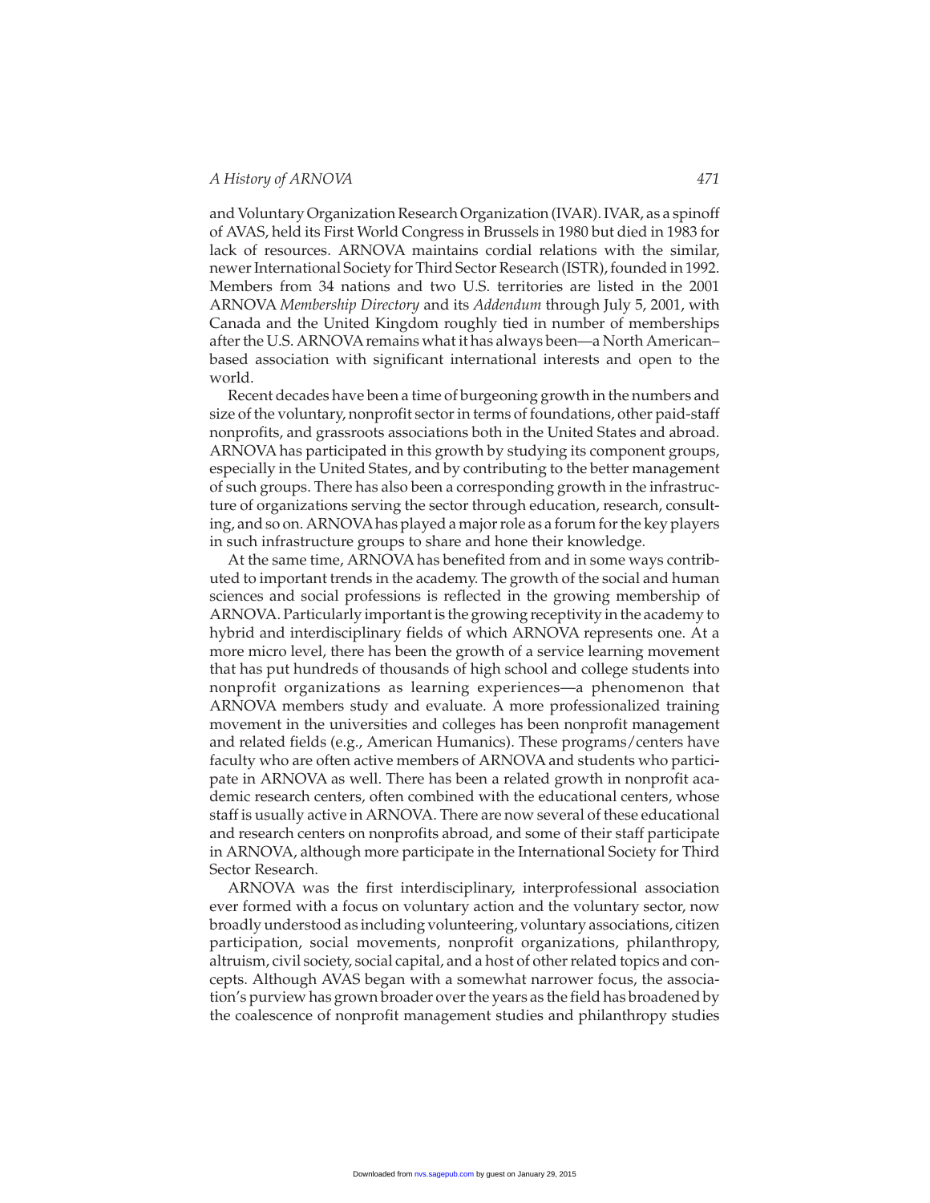and Voluntary Organization Research Organization (IVAR). IVAR, as a spinoff of AVAS, held its First World Congress in Brussels in 1980 but died in 1983 for lack of resources. ARNOVA maintains cordial relations with the similar, newer International Society for Third Sector Research (ISTR), founded in 1992. Members from 34 nations and two U.S. territories are listed in the 2001 ARNOVA *Membership Directory* and its *Addendum* through July 5, 2001, with Canada and the United Kingdom roughly tied in number of memberships after the U.S. ARNOVA remains what it has always been—a North American–based association with significant international interests and open to the world.

Recent decades have been a time of burgeoning growth in the numbers and size of the voluntary, nonprofit sector in terms of foundations, other paid-staff nonprofits, and grassroots associations both in the United States and abroad. ARNOVA has participated in this growth by studying its component groups, especially in the United States, and by contributing to the better management of such groups. There has also been a corresponding growth in the infrastructure of organizations serving the sector through education, research, consulting, and so on. ARNOVA has played a major role as a forum for the key players in such infrastructure groups to share and hone their knowledge.

At the same time, ARNOVA has benefited from and in some ways contributed to important trends in the academy. The growth of the social and human sciences and social professions is reflected in the growing membership of ARNOVA. Particularly important is the growing receptivity in the academy to hybrid and interdisciplinary fields of which ARNOVA represents one. At a more micro level, there has been the growth of a service learning movement that has put hundreds of thousands of high school and college students into nonprofit organizations as learning experiences—a phenomenon that ARNOVA members study and evaluate. A more professionalized training movement in the universities and colleges has been nonprofit management and related fields (e.g., American Humanics). These programs/centers have faculty who are often active members of ARNOVA and students who participate in ARNOVA as well. There has been a related growth in nonprofit academic research centers, often combined with the educational centers, whose staff is usually active in ARNOVA. There are now several of these educational and research centers on nonprofits abroad, and some of their staff participate in ARNOVA, although more participate in the International Society for Third Sector Research.

ARNOVA was the first interdisciplinary, interprofessional association ever formed with a focus on voluntary action and the voluntary sector, now broadly understood as including volunteering, voluntary associations, citizen participation, social movements, nonprofit organizations, philanthropy, altruism, civil society, social capital, and a host of other related topics and concepts. Although AVAS began with a somewhat narrower focus, the association's purview has grown broader over the years as the field has broadened by the coalescence of nonprofit management studies and philanthropy studies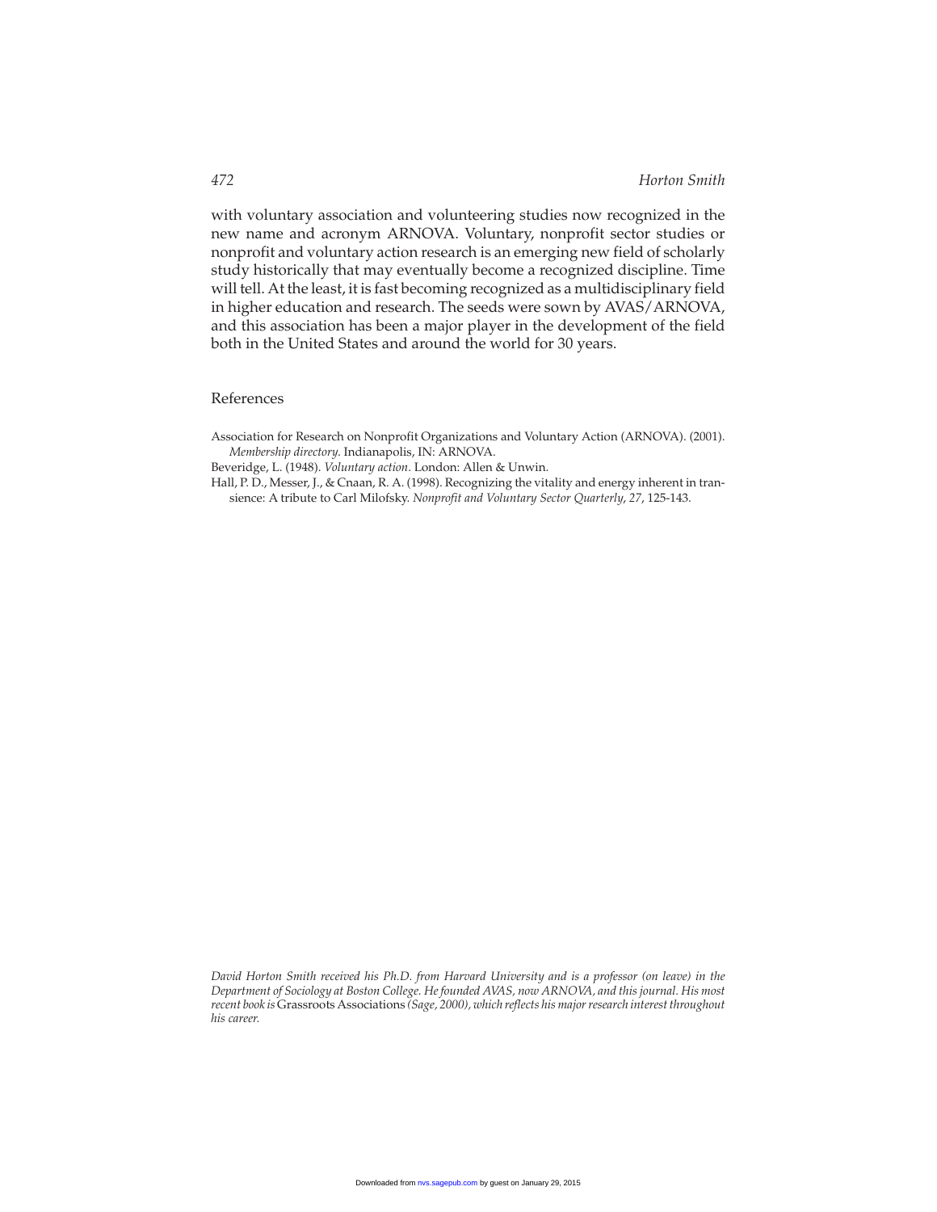with voluntary association and volunteering studies now recognized in the new name and acronym ARNOVA. Voluntary, nonprofit sector studies or nonprofit and voluntary action research is an emerging new field of scholarly study historically that may eventually become a recognized discipline. Time will tell. At the least, it is fast becoming recognized as a multidisciplinary field in higher education and research. The seeds were sown by AVAS/ARNOVA, and this association has been a major player in the development of the field both in the United States and around the world for 30 years.

## References

Association for Research on Nonprofit Organizations and Voluntary Action (ARNOVA). (2001). *Membership directory.* Indianapolis, IN: ARNOVA.

Beveridge, L. (1948). *Voluntary action*. London: Allen & Unwin.

Hall, P. D., Messer, J., & Cnaan, R. A. (1998). Recognizing the vitality and energy inherent in transience: A tribute to Carl Milofsky. *Nonprofit and Voluntary Sector Quarterly*, *27*, 125-143.

*David Horton Smith received his Ph.D. from Harvard University and is a professor (on leave) in the Department of Sociology at Boston College. He founded AVAS, now ARNOVA, and this journal. His most recent book is* Grassroots Associations *(Sage, 2000), which reflects his major research interest throughout his career.*